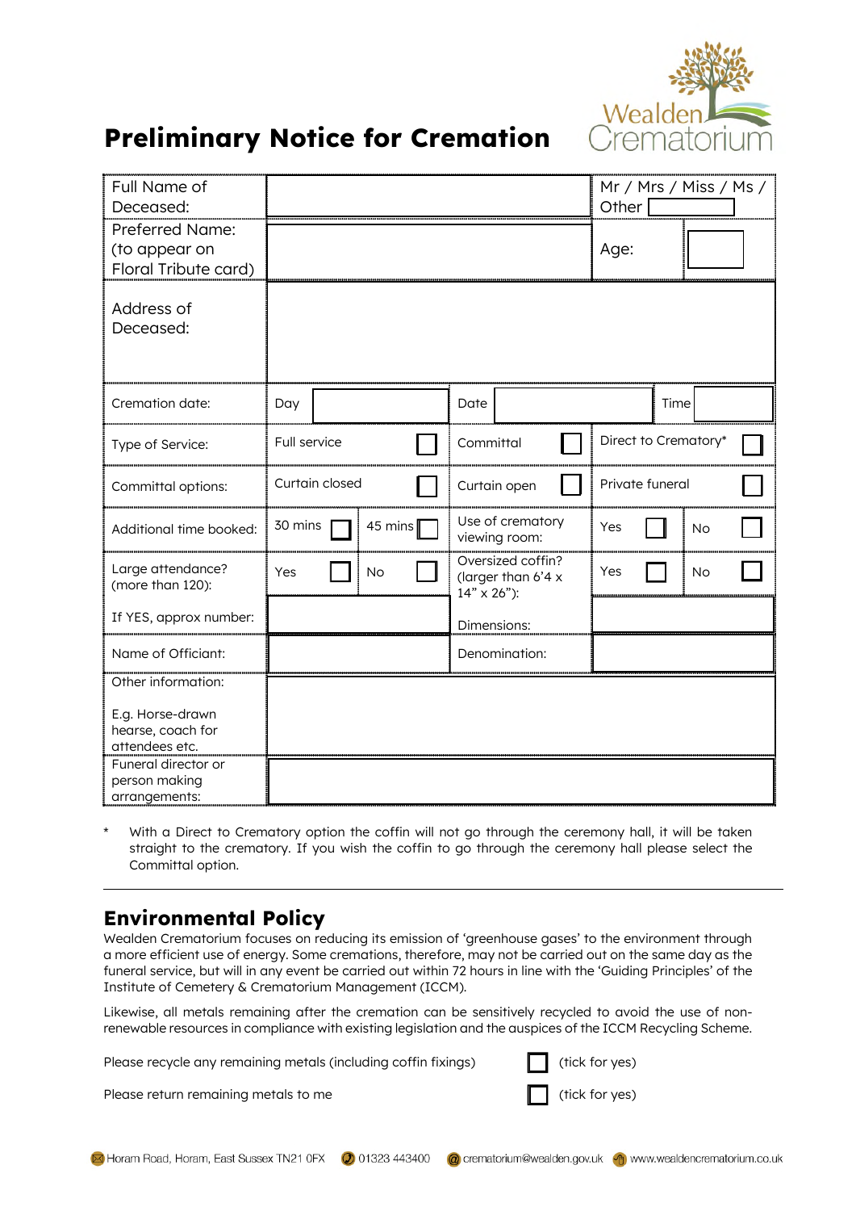# Preliminary Notice for Cremation

Wealden Crematorium

| | | | | |
|---|---|---|---|---|
| Full Name of Deceased: | | | Mr / Mrs / Miss / Ms / Other ☐ | |
| Preferred Name: (to appear on Floral Tribute card) | | | Age: | ☐ |
| Address of Deceased: | | | | |
| Cremation date: | Day ☐ | Date ☐ | Time ☐ | |
| Type of Service: | Full service ☐ | Committal ☐ | Direct to Crematory* ☐ | |
| Committal options: | Curtain closed ☐ | Curtain open ☐ | Private funeral ☐ | |
| Additional time booked: | 30 mins ☐ 45 mins ☐ | Use of crematory viewing room: | Yes ☐ | No ☐ |
| Large attendance? (more than 120): | Yes ☐ No ☐ | Oversized coffin? (larger than 6'4 x 14" x 26"): | Yes ☐ | No ☐ |
| If YES, approx number: | | Dimensions: | | |
| Name of Officiant: | | Denomination: | | |
| Other information: E.g. Horse-drawn hearse, coach for attendees etc. | | | | |
| Funeral director or person making arrangements: | | | | |

\* With a Direct to Crematory option the coffin will not go through the ceremony hall, it will be taken straight to the crematory. If you wish the coffin to go through the ceremony hall please select the Committal option.

## Environmental Policy

Wealden Crematorium focuses on reducing its emission of 'greenhouse gases' to the environment through a more efficient use of energy. Some cremations, therefore, may not be carried out on the same day as the funeral service, but will in any event be carried out within 72 hours in line with the 'Guiding Principles' of the Institute of Cemetery & Crematorium Management (ICCM).

Likewise, all metals remaining after the cremation can be sensitively recycled to avoid the use of non-renewable resources in compliance with existing legislation and the auspices of the ICCM Recycling Scheme.

Please recycle any remaining metals (including coffin fixings) ☐ (tick for yes)

Please return remaining metals to me ☐ (tick for yes)

Horam Road, Horam, East Sussex TN21 0FX | 01323 443400 | crematorium@wealden.gov.uk | www.wealdencrematorium.co.uk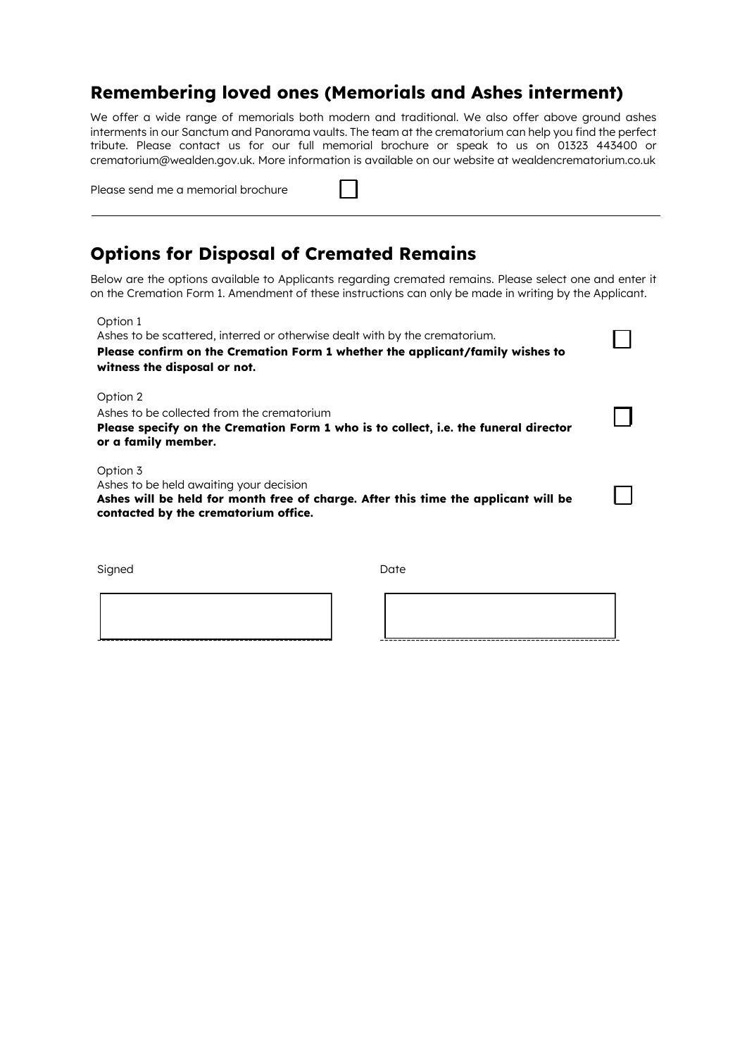## Remembering loved ones (Memorials and Ashes interment)

We offer a wide range of memorials both modern and traditional. We also offer above ground ashes interments in our Sanctum and Panorama vaults. The team at the crematorium can help you find the perfect tribute. Please contact us for our full memorial brochure or speak to us on 01323 443400 or crematorium@wealden.gov.uk. More information is available on our website at wealdencrematorium.co.uk

Please send me a memorial brochure ☐

---

## Options for Disposal of Cremated Remains

Below are the options available to Applicants regarding cremated remains. Please select one and enter it on the Cremation Form 1. Amendment of these instructions can only be made in writing by the Applicant.

Option 1
Ashes to be scattered, interred or otherwise dealt with by the crematorium. ☐
**Please confirm on the Cremation Form 1 whether the applicant/family wishes to witness the disposal or not.**

Option 2
Ashes to be collected from the crematorium ☐
**Please specify on the Cremation Form 1 who is to collect, i.e. the funeral director or a family member.**

Option 3
Ashes to be held awaiting your decision ☐
**Ashes will be held for month free of charge. After this time the applicant will be contacted by the crematorium office.**

Signed

Date